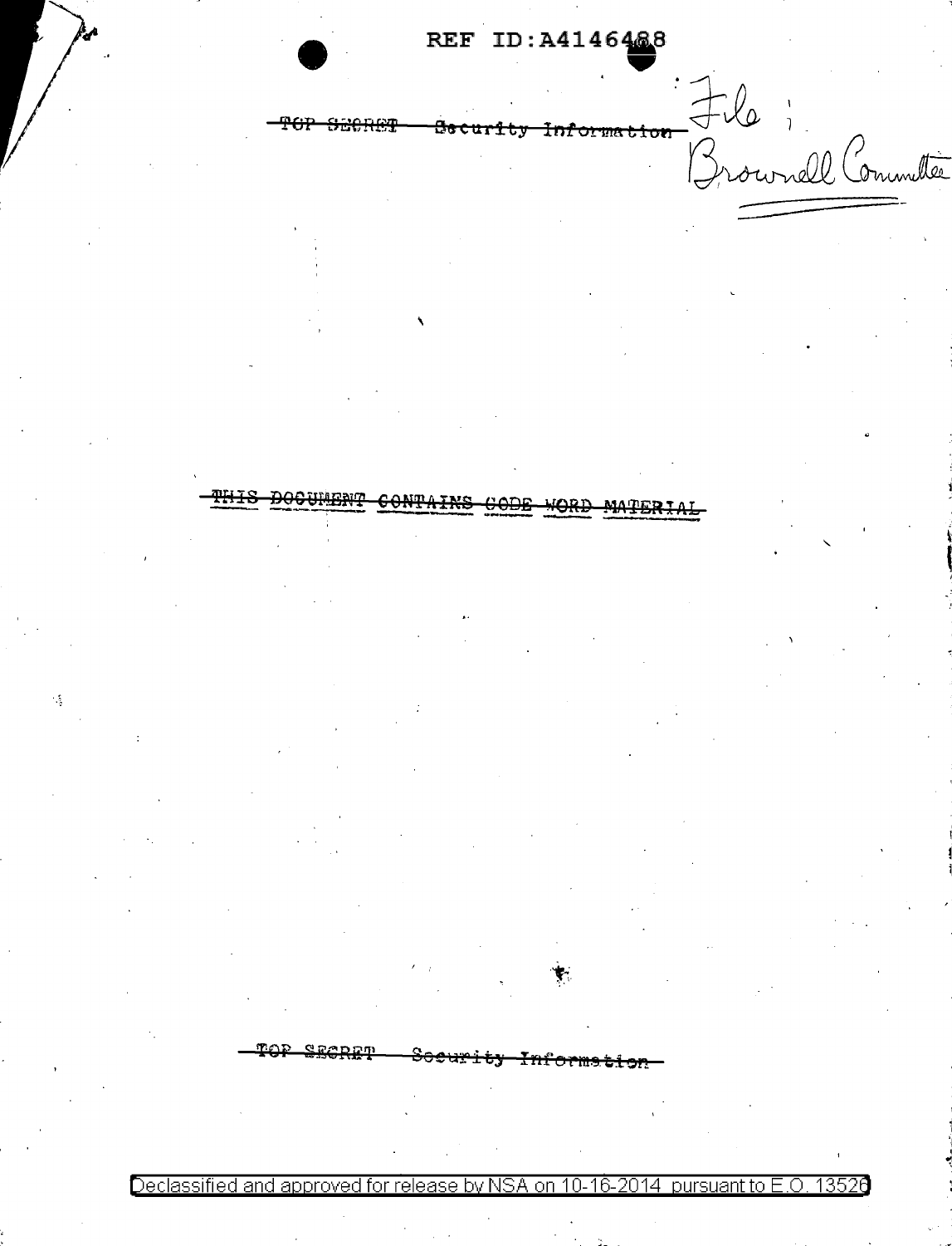REF ID:A4146488

~~TOP SECRET Security Information~~

File: Brownell Committee

~~THIS DOCUMENT CONTAINS CODE WORD MATERIAL~~

~~TOP SECRET Security Information~~

Declassified and approved for release by NSA on 10-16-2014 pursuant to E.O. 13526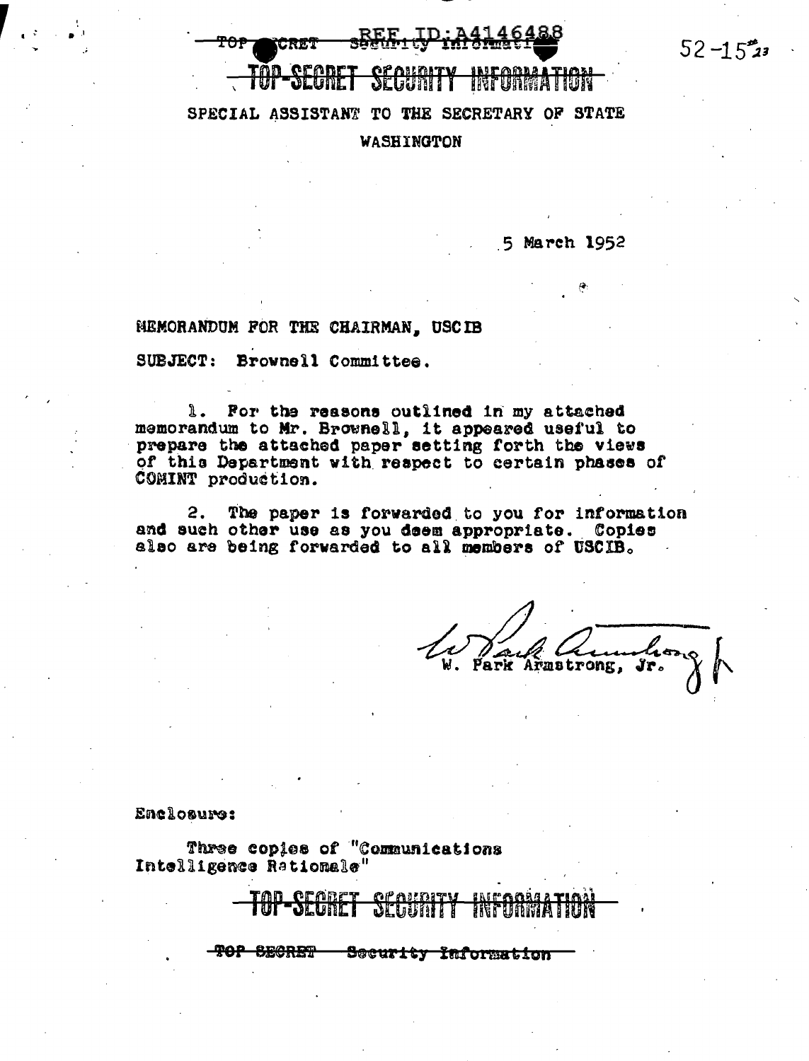REF ID:A4146488

52-15

TOP-SECRET SECURITY INFORMATION

SPECIAL ASSISTANT TO THE SECRETARY OF STATE

WASHINGTON

5 March 1952

MEMORANDUM FOR THE CHAIRMAN, USCIB

SUBJECT: Brownell Committee.

1. For the reasons outlined in my attached memorandum to Mr. Brownell, it appeared useful to prepare the attached paper setting forth the views of this Department with respect to certain phases of COMINT production.

2. The paper is forwarded to you for information and such other use as you deem appropriate. Copies also are being forwarded to all members of USCIB.

W. Park Armstrong, Jr.

Enclosure:

Three copies of "Communications Intelligence Rationale"

TOP-SECRET SECURITY INFORMATION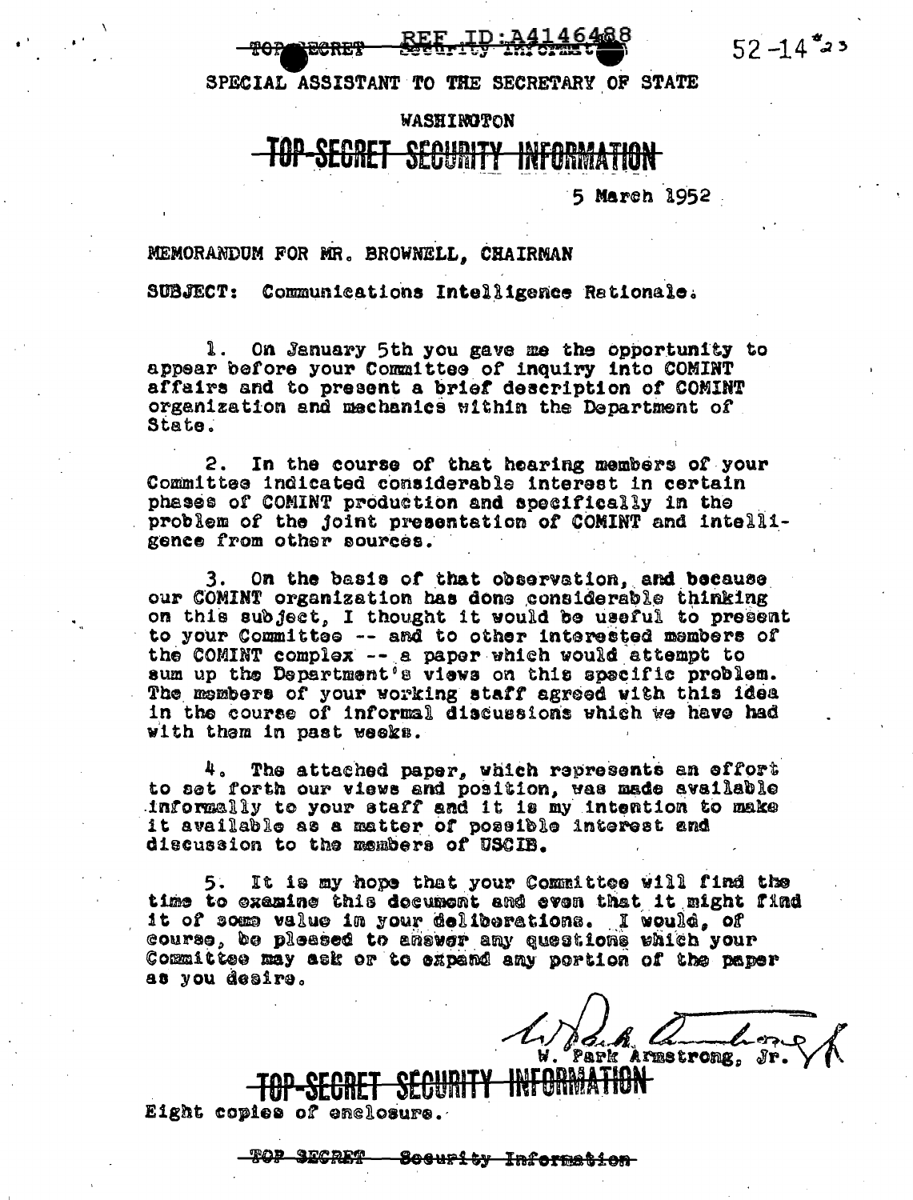~~TOP SECRET~~ REF ID:A4146488 ~~Security Information~~

52-14 #23

SPECIAL ASSISTANT TO THE SECRETARY OF STATE

WASHINGTON

~~TOP SECRET SECURITY INFORMATION~~

5 March 1952

MEMORANDUM FOR MR. BROWNELL, CHAIRMAN

SUBJECT: Communications Intelligence Rationale.

1. On January 5th you gave me the opportunity to appear before your Committee of inquiry into COMINT affairs and to present a brief description of COMINT organization and mechanics within the Department of State.

2. In the course of that hearing members of your Committee indicated considerable interest in certain phases of COMINT production and specifically in the problem of the joint presentation of COMINT and intelligence from other sources.

3. On the basis of that observation, and because our COMINT organization has done considerable thinking on this subject, I thought it would be useful to present to your Committee -- and to other interested members of the COMINT complex -- a paper which would attempt to sum up the Department's views on this specific problem. The members of your working staff agreed with this idea in the course of informal discussions which we have had with them in past weeks.

4. The attached paper, which represents an effort to set forth our views and position, was made available informally to your staff and it is my intention to make it available as a matter of possible interest and discussion to the members of USCIB.

5. It is my hope that your Committee will find the time to examine this document and even that it might find it of some value in your deliberations. I would, of course, be pleased to answer any questions which your Committee may ask or to expand any portion of the paper as you desire.

W. Park Armstrong, Jr.

~~TOP SECRET SECURITY INFORMATION~~

Eight copies of enclosure.

~~TOP SECRET Security Information~~